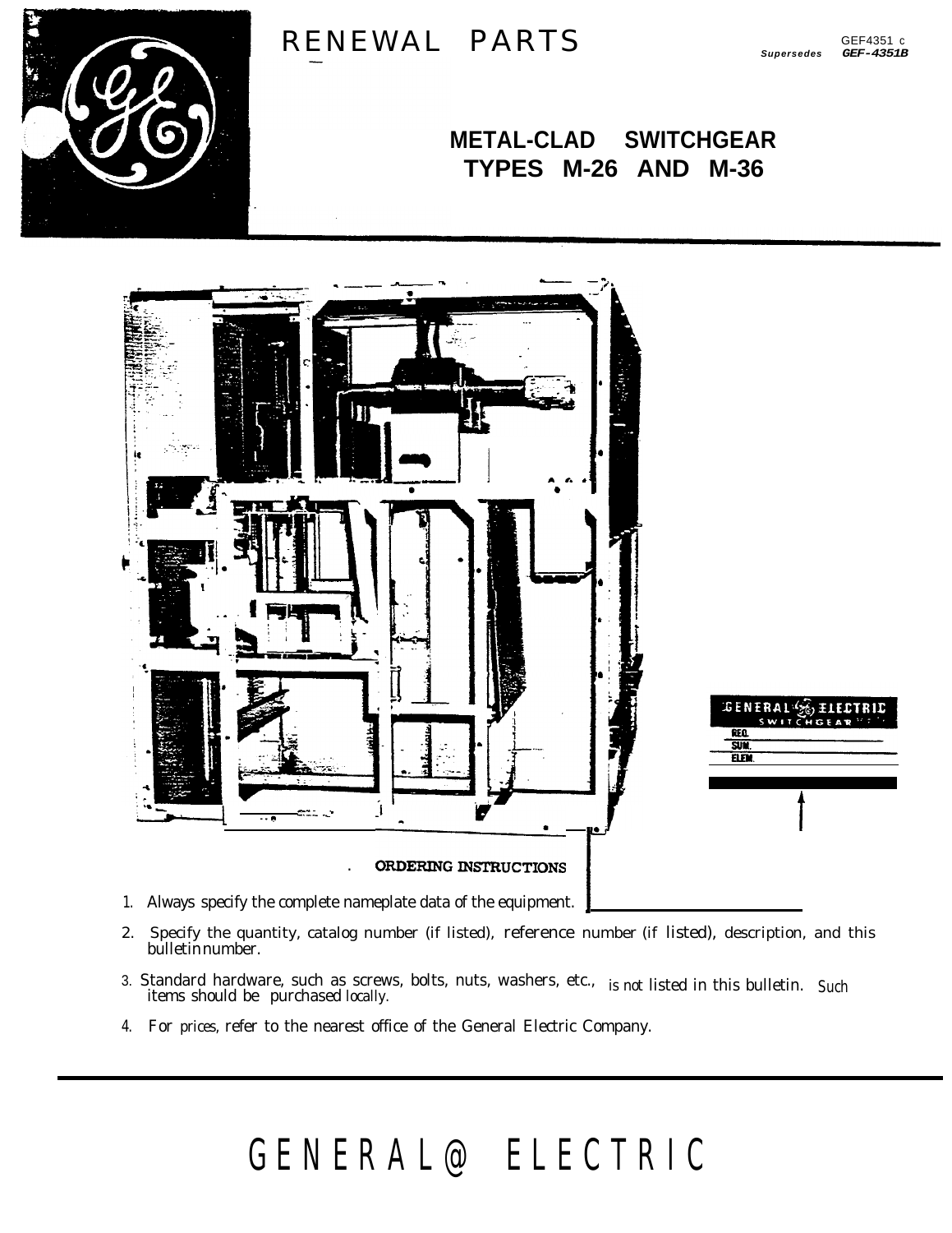# RENEWAL PARTS

GEF4351 C
*Supersedes* ***GEF-4351B***

## METAL-CLAD SWITCHGEAR
## TYPES M-26 AND M-36

GENERAL ELECTRIC
SWITCHGEAR
REQ.
SUM.
ELEM.

### ORDERING INSTRUCTIONS

1. Always specify the complete nameplate data of the equipment.
2. Specify the quantity, catalog number (if listed), reference number (if listed), description, and this bulletin number.
3. Standard hardware, such as screws, bolts, nuts, washers, etc., is not listed in this bulletin. Such items should be purchased locally.
4. For prices, refer to the nearest office of the General Electric Company.

GENERAL ELECTRIC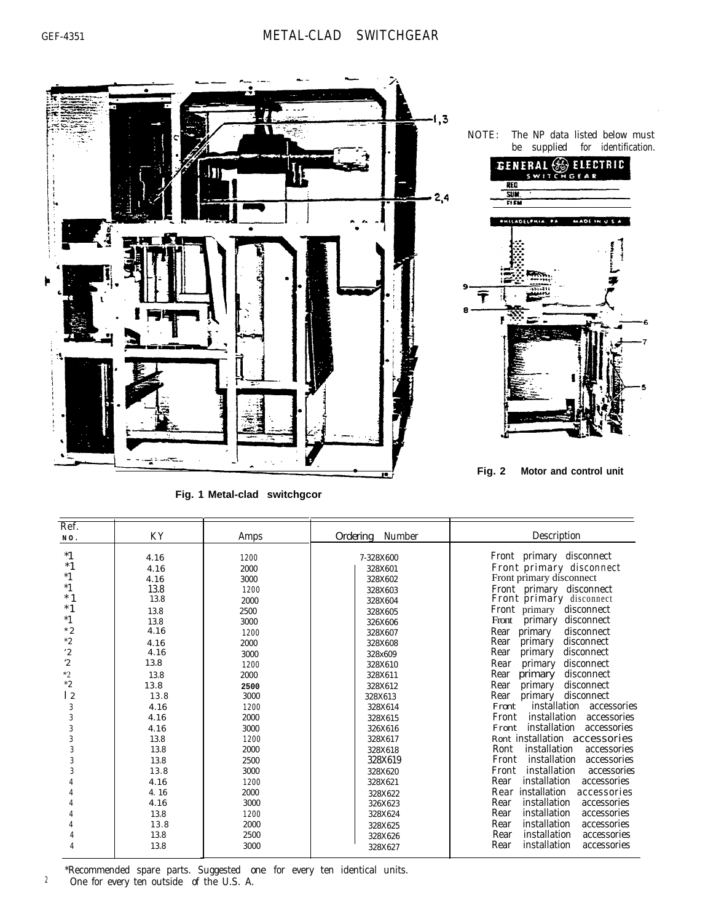NOTE: The NP data listed below must be supplied for identification.

Fig. 1 Metal-clad switchgcor

Fig. 2 Motor and control unit

| Ref. NO. | KV | Amps | Ordering Number | Description |
|---|---|---|---|---|
| *1 | 4.16 | 1200 | 7-328X600 | Front primary disconnect |
| *1 | 4.16 | 2000 | 328X601 | Front primary disconnect |
| *1 | 4.16 | 3000 | 328X602 | Front primary disconnect |
| *1 | 13.8 | 1200 | 328X603 | Front primary disconnect |
| *1 | 13.8 | 2000 | 328X604 | Front primary disconnect |
| *1 | 13.8 | 2500 | 328X605 | Front primary disconnect |
| *1 | 13.8 | 3000 | 326X606 | Front primary disconnect |
| *2 | 4.16 | 1200 | 328X607 | Rear primary disconnect |
| *2 | 4.16 | 2000 | 328X608 | Rear primary disconnect |
| '2 | 4.16 | 3000 | 328x609 | Rear primary disconnect |
| '2 | 13.8 | 1200 | 328X610 | Rear primary disconnect |
| *2 | 13.8 | 2000 | 328X611 | Rear primary disconnect |
| *2 | 13.8 | 2500 | 328X612 | Rear primary disconnect |
| l 2 | 13.8 | 3000 | 328X613 | Rear primary disconnect |
| 3 | 4.16 | 1200 | 328X614 | Front installation accessories |
| 3 | 4.16 | 2000 | 328X615 | Front installation accessories |
| 3 | 4.16 | 3000 | 326X616 | Front installation accessories |
| 3 | 13.8 | 1200 | 328X617 | Ront installation accessories |
| 3 | 13.8 | 2000 | 328X618 | Ront installation accessories |
| 3 | 13.8 | 2500 | 328X619 | Front installation accessories |
| 3 | 13.8 | 3000 | 328X620 | Front installation accessories |
| 4 | 4.16 | 1200 | 328X621 | Rear installation accessories |
| 4 | 4.16 | 2000 | 328X622 | Rear installation accessories |
| 4 | 4.16 | 3000 | 326X623 | Rear installation accessories |
| 4 | 13.8 | 1200 | 328X624 | Rear installation accessories |
| 4 | 13.8 | 2000 | 328X625 | Rear installation accessories |
| 4 | 13.8 | 2500 | 328X626 | Rear installation accessories |
| 4 | 13.8 | 3000 | 328X627 | Rear installation accessories |

*Recommended spare parts. Suggested one for every ten identical units.
One for every ten outside of the U.S. A.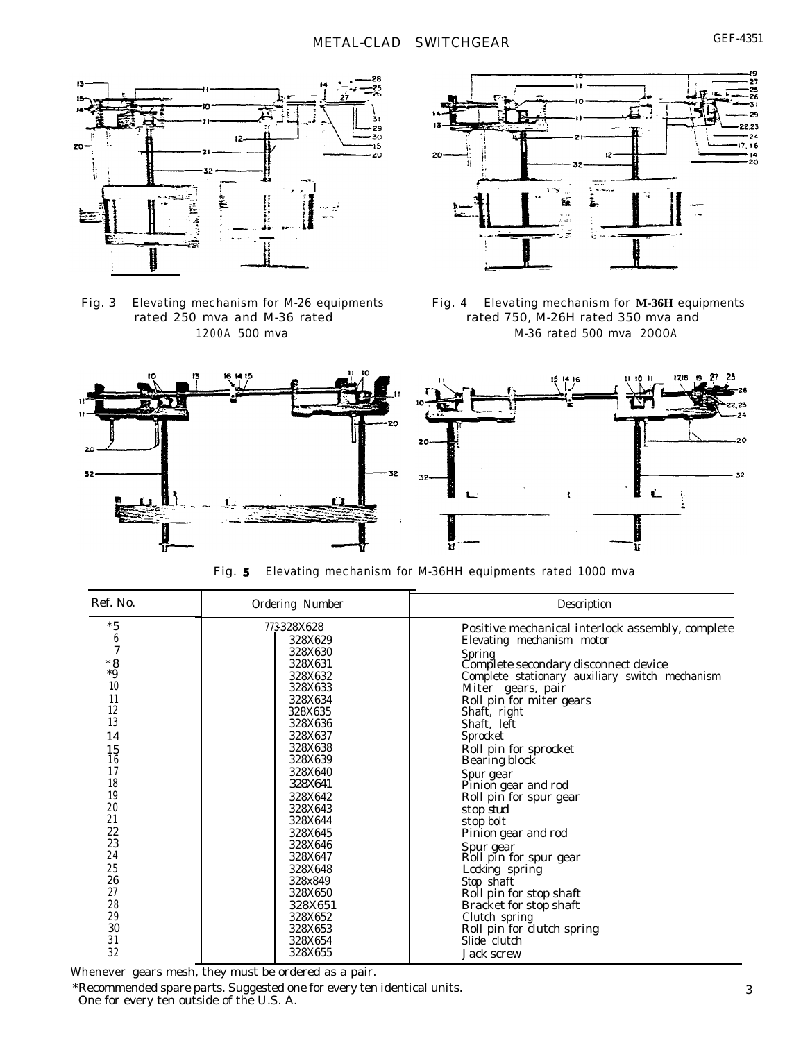Fig. 3 Elevating mechanism for M-26 equipments rated 250 mva and M-36 rated 1200A 500 mva

Fig. 4 Elevating mechanism for **M-36H** equipments rated 750, M-26H rated 350 mva and M-36 rated 500 mva 2000A

Fig. **5** Elevating mechanism for M-36HH equipments rated 1000 mva

| Ref. No. | Ordering Number | Description |
|---|---|---|
| *5 | 773-328X628 | Positive mechanical interlock assembly, complete |
| 6 | 328X629 | Elevating mechanism motor |
| 7 | 328X630 | Spring |
| *8 | 328X631 | Complete secondary disconnect device |
| *9 | 328X632 | Complete stationary auxiliary switch mechanism |
| 10 | 328X633 | Miter gears, pair |
| 11 | 328X634 | Roll pin for miter gears |
| 12 | 328X635 | Shaft, right |
| 13 | 328X636 | Shaft, left |
| 14 | 328X637 | Sprocket |
| 15 | 328X638 | Roll pin for sprocket |
| 16 | 328X639 | Bearing block |
| 17 | 328X640 | Spur gear |
| 18 | 328X641 | Pinion gear and rod |
| 19 | 328X642 | Roll pin for spur gear |
| 20 | 328X643 | stop stud |
| 21 | 328X644 | stop bolt |
| 22 | 328X645 | Pinion gear and rod |
| 23 | 328X646 | Spur gear |
| 24 | 328X647 | Roll pin for spur gear |
| 25 | 328X648 | Locking spring |
| 26 | 328x849 | Stop shaft |
| 27 | 328X650 | Roll pin for stop shaft |
| 28 | 328X651 | Bracket for stop shaft |
| 29 | 328X652 | Clutch spring |
| 30 | 328X653 | Roll pin for clutch spring |
| 31 | 328X654 | Slide clutch |
| 32 | 328X655 | Jack screw |

Whenever gears mesh, they must be ordered as a pair.

*Recommended spare parts. Suggested one for every ten identical units. One for every ten outside of the U.S. A.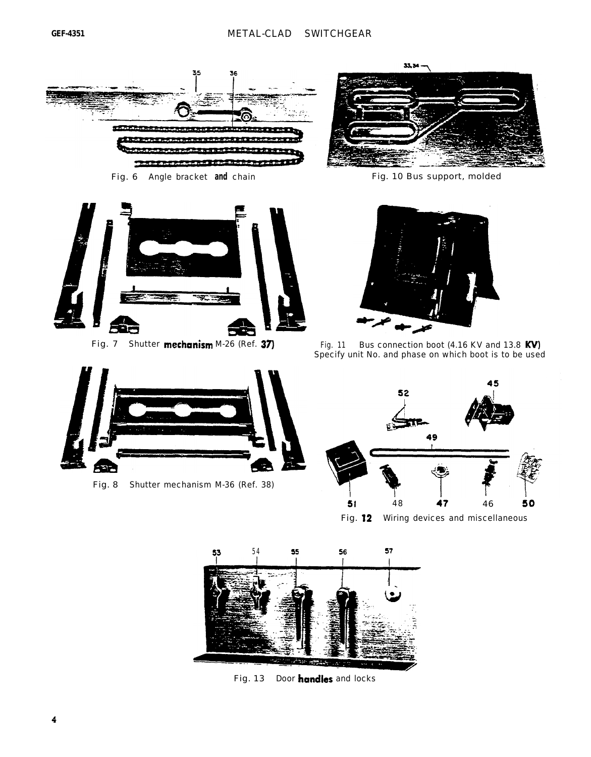Fig. 6 Angle bracket and chain

Fig. 10 Bus support, molded

Fig. 7 Shutter mechanism M-26 (Ref. 37)

Fig. 11 Bus connection boot (4.16 KV and 13.8 KV) Specify unit No. and phase on which boot is to be used

Fig. 8 Shutter mechanism M-36 (Ref. 38)

Fig. 12 Wiring devices and miscellaneous

Fig. 13 Door handles and locks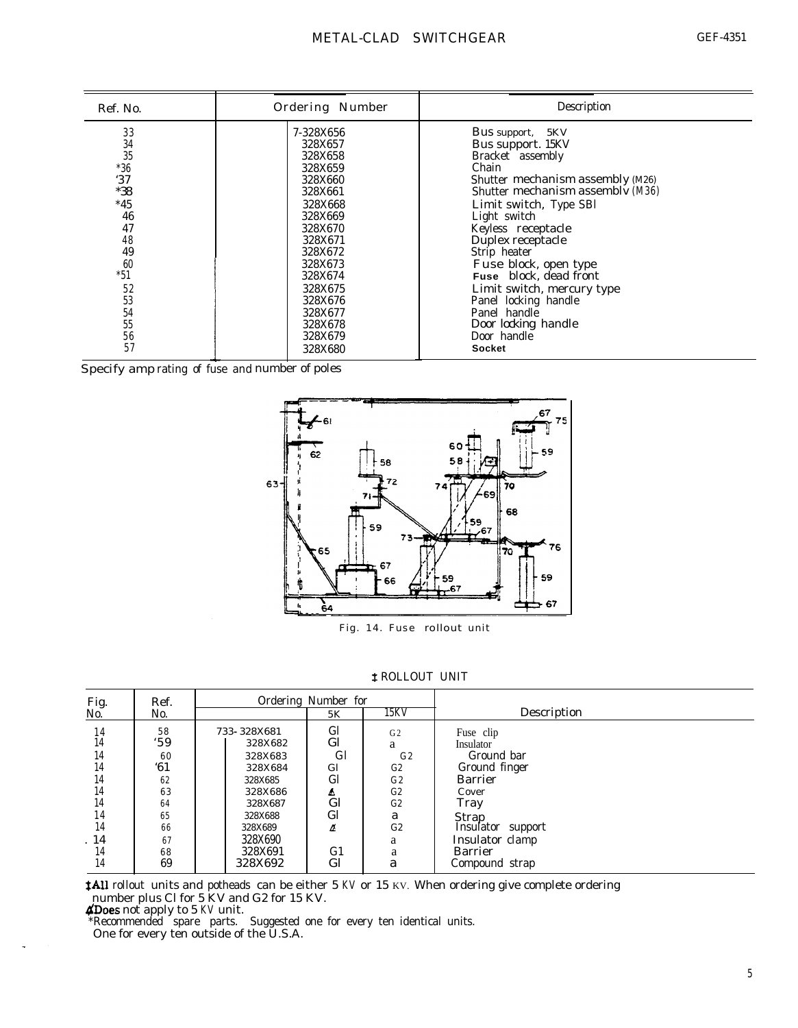| Ref. No. | Ordering Number | Description |
|---|---|---|
| 33 | 7-328X656 | Bus support, 5KV |
| 34 | 328X657 | Bus support. 15KV |
| 35 | 328X658 | Bracket assembly |
| *36 | 328X659 | Chain |
| '37 | 328X660 | Shutter mechanism assembly (M26) |
| *38 | 328X661 | Shutter mechanism assemblv (M36) |
| *45 | 328X668 | Limit switch, Type SBl |
| 46 | 328X669 | Light switch |
| 47 | 328X670 | Keyless receptacle |
| 48 | 328X671 | Duplex receptacle |
| 49 | 328X672 | Strip heater |
| 60 | 328X673 | Fuse block, open type |
| *51 | 328X674 | Fuse block, dead front |
| 52 | 328X675 | Limit switch, mercury type |
| 53 | 328X676 | Panel locking handle |
| 54 | 328X677 | Panel handle |
| 55 | 328X678 | Door locking handle |
| 56 | 328X679 | Door handle |
| 57 | 328X680 | Socket |

Specify amp rating of fuse and number of poles

Fig. 14. Fuse rollout unit

‡ ROLLOUT UNIT

| Fig. No. | Ref. No. | Ordering Number for | 5K | 15KV | Description |
|---|---|---|---|---|---|
| 14 | 58 | 733-328X681 | Gl | G2 | Fuse clip |
| 14 | '59 | 328X682 | Gl | a | Insulator |
| 14 | 60 | 328X683 | Gl | G2 | Ground bar |
| 14 | '61 | 328X684 | Gl | G2 | Ground finger |
| 14 | 62 | 328X685 | Gl | G2 | Barrier |
| 14 | 63 | 328X686 | ∆ | G2 | Cover |
| 14 | 64 | 328X687 | Gl | G2 | Tray |
| 14 | 65 | 328X688 | Gl | a | Strap |
| 14 | 66 | 328X689 | ∆ | G2 | Insulator support |
| . 14 | 67 | 328X690 | | a | Insulator clamp |
| 14 | 68 | 328X691 | G1 | a | Barrier |
| 14 | 69 | 328X692 | Gl | a | Compound strap |

‡ All rollout units and potheads can be either 5 KV or 15 KV. When ordering give complete ordering number plus Cl for 5 KV and G2 for 15 KV.

∆ Does not apply to 5 KV unit.

*Recommended spare parts. Suggested one for every ten identical units.
One for every ten outside of the U.S.A.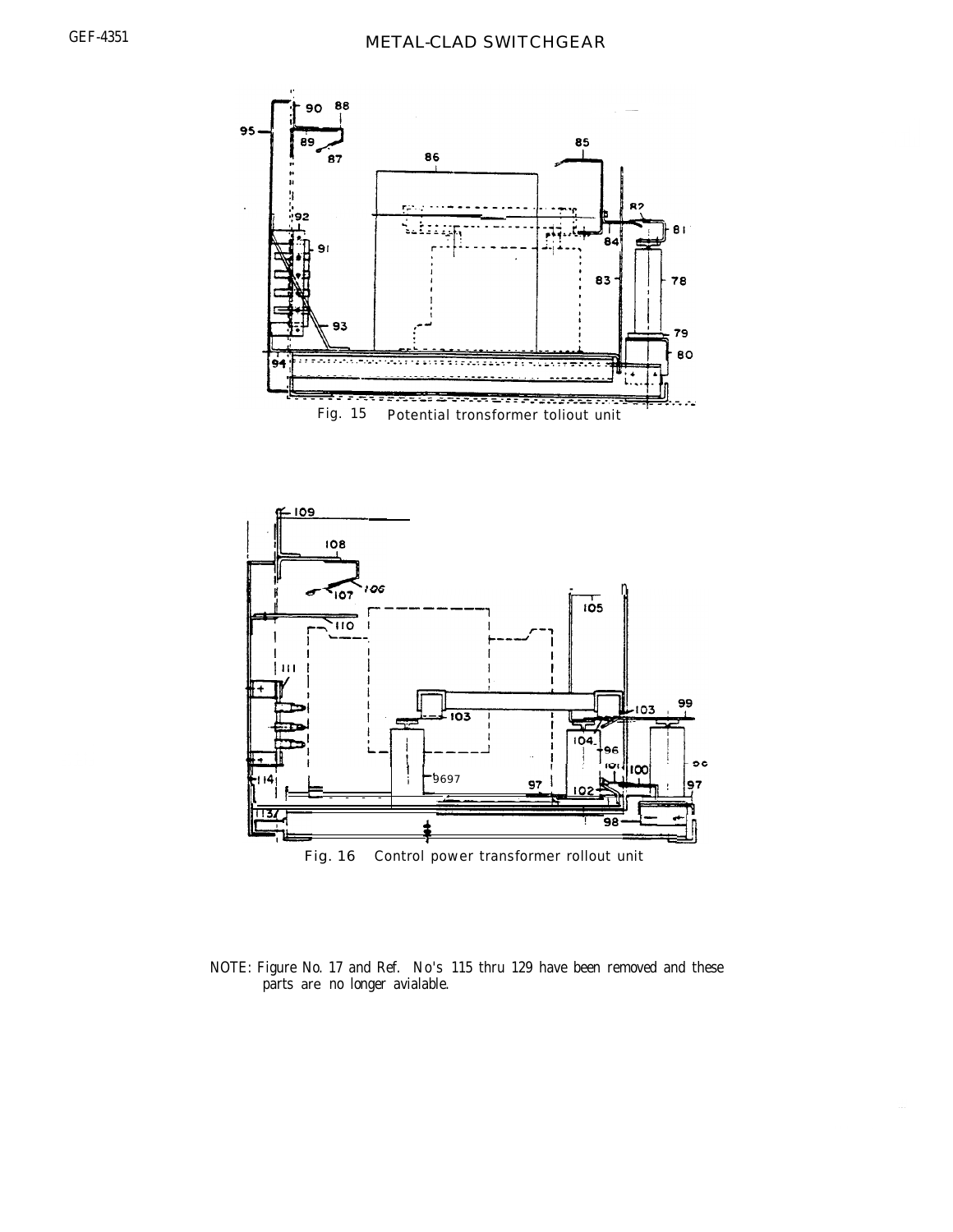Fig. 15 Potential tronsformer toliout unit

Fig. 16 Control power transformer rollout unit

NOTE: Figure No. 17 and Ref. No's 115 thru 129 have been removed and these parts are no longer avialable.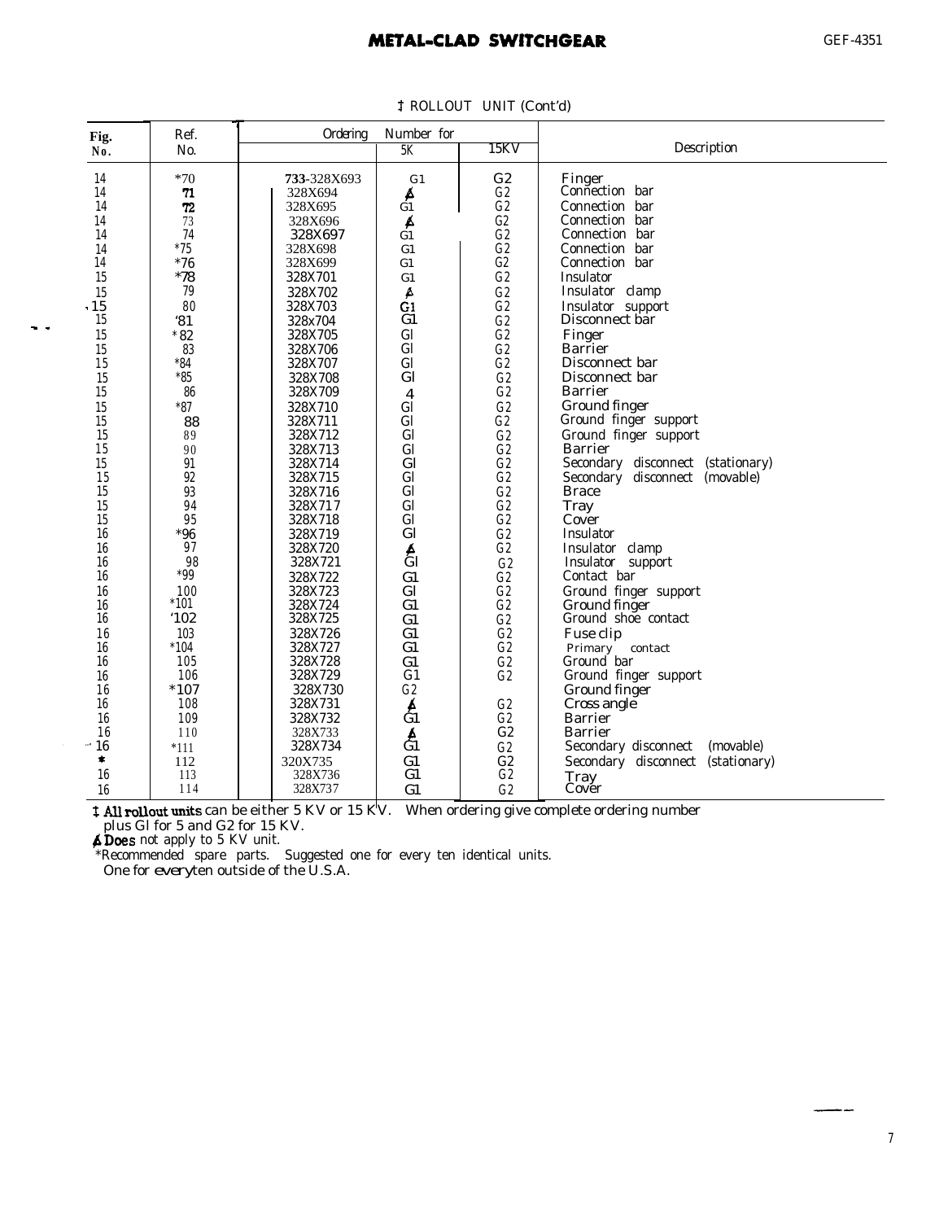‡ ROLLOUT UNIT (Cont'd)

| Fig. No. | Ref. No. | Ordering Number for | 5K | 15KV | Description |
|---|---|---|---|---|---|
| 14 | *70 | 733-328X693 | G1 | G2 | Finger |
| 14 | 71 | 328X694 | ∆ | G2 | Connection bar |
| 14 | 72 | 328X695 | G1 | G2 | Connection bar |
| 14 | 73 | 328X696 | ∆ | G2 | Connection bar |
| 14 | 74 | 328X697 | G1 | G2 | Connection bar |
| 14 | *75 | 328X698 | G1 | G2 | Connection bar |
| 14 | *76 | 328X699 | G1 | G2 | Connection bar |
| 15 | *78 | 328X701 | G1 | G2 | Insulator |
| 15 | 79 | 328X702 | ∆ | G2 | Insulator clamp |
| 15 | 80 | 328X703 | G1 | G2 | Insulator support |
| 15 | '81 | 328x704 | G1 | G2 | Disconnect bar |
| 15 | *82 | 328X705 | Gl | G2 | Finger |
| 15 | 83 | 328X706 | Gl | G2 | Barrier |
| 15 | *84 | 328X707 | Gl | G2 | Disconnect bar |
| 15 | *85 | 328X708 | Gl | G2 | Disconnect bar |
| 15 | 86 | 328X709 | 4 | G2 | Barrier |
| 15 | *87 | 328X710 | Gl | G2 | Ground finger |
| 15 | 88 | 328X711 | Gl | G2 | Ground finger support |
| 15 | 89 | 328X712 | Gl | G2 | Ground finger support |
| 15 | 90 | 328X713 | Gl | G2 | Barrier |
| 15 | 91 | 328X714 | Gl | G2 | Secondary disconnect (stationary) |
| 15 | 92 | 328X715 | Gl | G2 | Secondary disconnect (movable) |
| 15 | 93 | 328X716 | Gl | G2 | Brace |
| 15 | 94 | 328X717 | Gl | G2 | Tray |
| 15 | 95 | 328X718 | Gl | G2 | Cover |
| 16 | *96 | 328X719 | Gl | G2 | Insulator |
| 16 | 97 | 328X720 | ∆ | G2 | Insulator clamp |
| 16 | 98 | 328X721 | Gl | G2 | Insulator support |
| 16 | *99 | 328X722 | G1 | G2 | Contact bar |
| 16 | 100 | 328X723 | Gl | G2 | Ground finger support |
| 16 | *101 | 328X724 | G1 | G2 | Ground finger |
| 16 | '102 | 328X725 | G1 | G2 | Ground shoe contact |
| 16 | 103 | 328X726 | G1 | G2 | Fuse clip |
| 16 | *104 | 328X727 | G1 | G2 | Primary contact |
| 16 | 105 | 328X728 | G1 | G2 | Ground bar |
| 16 | 106 | 328X729 | G1 | G2 | Ground finger support |
| 16 | *107 | 328X730 | G2 | | Ground finger |
| 16 | 108 | 328X731 | ∆ | G2 | Cross angle |
| 16 | 109 | 328X732 | G1 | G2 | Barrier |
| 16 | 110 | 328X733 | ∆ | G2 | Barrier |
| 16 | *111 | 328X734 | G1 | G2 | Secondary disconnect (movable) |
| * | 112 | 320X735 | G1 | G2 | Secondary disconnect (stationary) |
| 16 | 113 | 328X736 | G1 | G2 | Tray |
| 16 | 114 | 328X737 | G1 | G2 | Cover |

‡ All rollout units can be either 5 KV or 15 KV. When ordering give complete ordering number plus Gl for 5 and G2 for 15 KV.

∆ Does not apply to 5 KV unit.

*Recommended spare parts. Suggested one for every ten identical units. One for every ten outside of the U.S.A.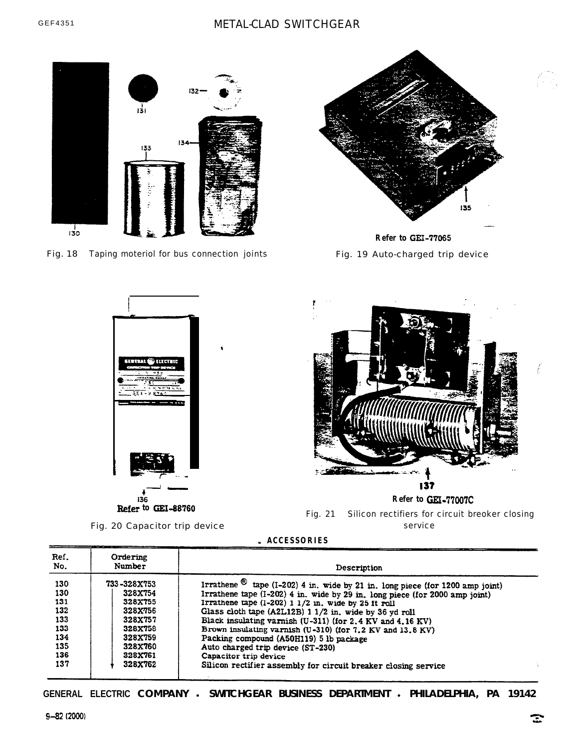130

131

132

133

134

Fig. 18 Taping moteriol for bus connection joints

135

Refer to GEI-77065

Fig. 19 Auto-charged trip device

136

Refer to GEI-88760

Fig. 20 Capacitor trip device

137

Refer to GEI-77007C

Fig. 21 Silicon rectifiers for circuit breoker closing service

## ACCESSORIES

| Ref. No. | Ordering Number | Description |
|---|---|---|
| 130 | 733-328X753 | Irrathene ® tape (I-202) 4 in. wide by 21 in. long piece (for 1200 amp joint) |
| 130 | 328X754 | Irrathene tape (I-202) 4 in. wide by 29 in. long piece (for 2000 amp joint) |
| 131 | 328X755 | Irrathene tape (I-202) 1 1/2 in. wide by 25 ft roll |
| 132 | 328X756 | Glass cloth tape (A2L12B) 1 1/2 in. wide by 36 yd roll |
| 133 | 328X757 | Black insulating varnish (U-311) (for 2.4 KV and 4.16 KV) |
| 133 | 328X758 | Brown insulating varnish (U-310) (for 7.2 KV and 13.8 KV) |
| 134 | 328X759 | Packing compound (A50H119) 5 lb package |
| 135 | 328X760 | Auto charged trip device (ST-230) |
| 136 | 328X761 | Capacitor trip device |
| 137 | 328X762 | Silicon rectifier assembly for circuit breaker closing service |

GENERAL ELECTRIC **COMPANY • SWITCHGEAR BUSINESS DEPARTMENT • PHILADELPHIA, PA 19142**

9-82 (2000)